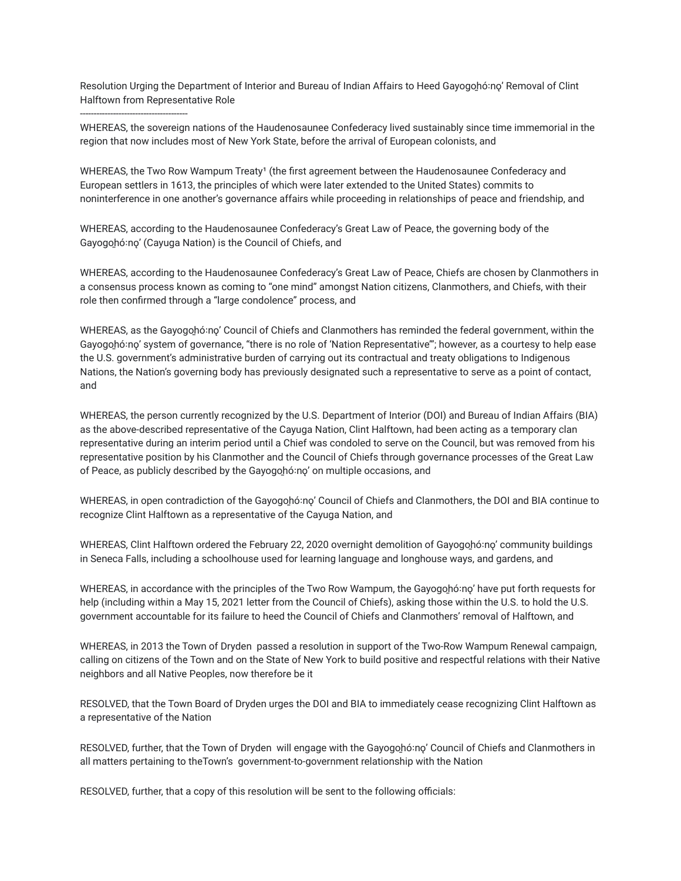Resolution Urging the Department of Interior and Bureau of Indian Affairs to Heed Gayogo̱hó:nǫ' Removal of Clint Halftown from Representative Role

---

WHEREAS, the sovereign nations of the Haudenosaunee Confederacy lived sustainably since time immemorial in the region that now includes most of New York State, before the arrival of European colonists, and

WHEREAS, the Two Row Wampum Treaty[1] (the first agreement between the Haudenosaunee Confederacy and European settlers in 1613, the principles of which were later extended to the United States) commits to noninterference in one another's governance affairs while proceeding in relationships of peace and friendship, and

WHEREAS, according to the Haudenosaunee Confederacy's Great Law of Peace, the governing body of the Gayogo̱hó:nǫ' (Cayuga Nation) is the Council of Chiefs, and

WHEREAS, according to the Haudenosaunee Confederacy's Great Law of Peace, Chiefs are chosen by Clanmothers in a consensus process known as coming to "one mind" amongst Nation citizens, Clanmothers, and Chiefs, with their role then confirmed through a "large condolence" process, and

WHEREAS, as the Gayogo̱hó:nǫ' Council of Chiefs and Clanmothers has reminded the federal government, within the Gayogo̱hó:nǫ' system of governance, "there is no role of 'Nation Representative'"; however, as a courtesy to help ease the U.S. government's administrative burden of carrying out its contractual and treaty obligations to Indigenous Nations, the Nation's governing body has previously designated such a representative to serve as a point of contact, and

WHEREAS, the person currently recognized by the U.S. Department of Interior (DOI) and Bureau of Indian Affairs (BIA) as the above-described representative of the Cayuga Nation, Clint Halftown, had been acting as a temporary clan representative during an interim period until a Chief was condoled to serve on the Council, but was removed from his representative position by his Clanmother and the Council of Chiefs through governance processes of the Great Law of Peace, as publicly described by the Gayogo̱hó:nǫ' on multiple occasions, and

WHEREAS, in open contradiction of the Gayogo̱hó:nǫ' Council of Chiefs and Clanmothers, the DOI and BIA continue to recognize Clint Halftown as a representative of the Cayuga Nation, and

WHEREAS, Clint Halftown ordered the February 22, 2020 overnight demolition of Gayogo̱hó:nǫ' community buildings in Seneca Falls, including a schoolhouse used for learning language and longhouse ways, and gardens, and

WHEREAS, in accordance with the principles of the Two Row Wampum, the Gayogo̱hó:nǫ' have put forth requests for help (including within a May 15, 2021 letter from the Council of Chiefs), asking those within the U.S. to hold the U.S. government accountable for its failure to heed the Council of Chiefs and Clanmothers' removal of Halftown, and

WHEREAS, in 2013 the Town of Dryden passed a resolution in support of the Two-Row Wampum Renewal campaign, calling on citizens of the Town and on the State of New York to build positive and respectful relations with their Native neighbors and all Native Peoples, now therefore be it

RESOLVED, that the Town Board of Dryden urges the DOI and BIA to immediately cease recognizing Clint Halftown as a representative of the Nation

RESOLVED, further, that the Town of Dryden will engage with the Gayogo̱hó:nǫ' Council of Chiefs and Clanmothers in all matters pertaining to theTown's government-to-government relationship with the Nation

RESOLVED, further, that a copy of this resolution will be sent to the following officials: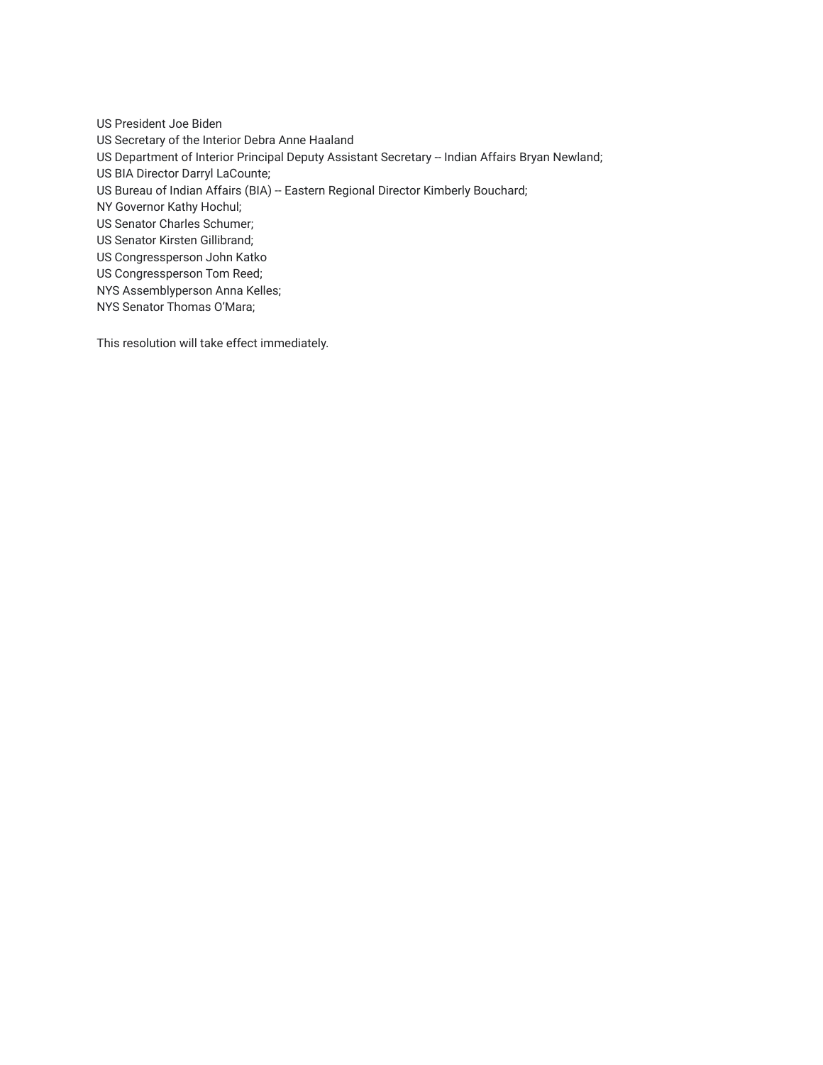US President Joe Biden
US Secretary of the Interior Debra Anne Haaland
US Department of Interior Principal Deputy Assistant Secretary -- Indian Affairs Bryan Newland;
US BIA Director Darryl LaCounte;
US Bureau of Indian Affairs (BIA) -- Eastern Regional Director Kimberly Bouchard;
NY Governor Kathy Hochul;
US Senator Charles Schumer;
US Senator Kirsten Gillibrand;
US Congressperson John Katko
US Congressperson Tom Reed;
NYS Assemblyperson Anna Kelles;
NYS Senator Thomas O'Mara;

This resolution will take effect immediately.